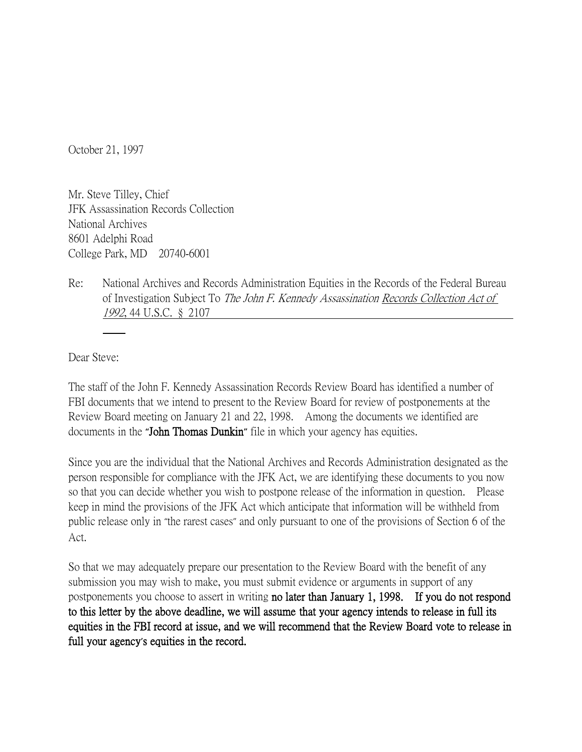October 21, 1997

Mr. Steve Tilley, Chief
JFK Assassination Records Collection
National Archives
8601 Adelphi Road
College Park, MD 20740-6001

Re: National Archives and Records Administration Equities in the Records of the Federal Bureau of Investigation Subject To *The John F. Kennedy Assassination Records Collection Act of 1992*, 44 U.S.C. § 2107

Dear Steve:

The staff of the John F. Kennedy Assassination Records Review Board has identified a number of FBI documents that we intend to present to the Review Board for review of postponements at the Review Board meeting on January 21 and 22, 1998. Among the documents we identified are documents in the "**John Thomas Dunkin**" file in which your agency has equities.

Since you are the individual that the National Archives and Records Administration designated as the person responsible for compliance with the JFK Act, we are identifying these documents to you now so that you can decide whether you wish to postpone release of the information in question. Please keep in mind the provisions of the JFK Act which anticipate that information will be withheld from public release only in "the rarest cases" and only pursuant to one of the provisions of Section 6 of the Act.

So that we may adequately prepare our presentation to the Review Board with the benefit of any submission you may wish to make, you must submit evidence or arguments in support of any postponements you choose to assert in writing **no later than January 1, 1998. If you do not respond to this letter by the above deadline, we will assume that your agency intends to release in full its equities in the FBI record at issue, and we will recommend that the Review Board vote to release in full your agency's equities in the record.**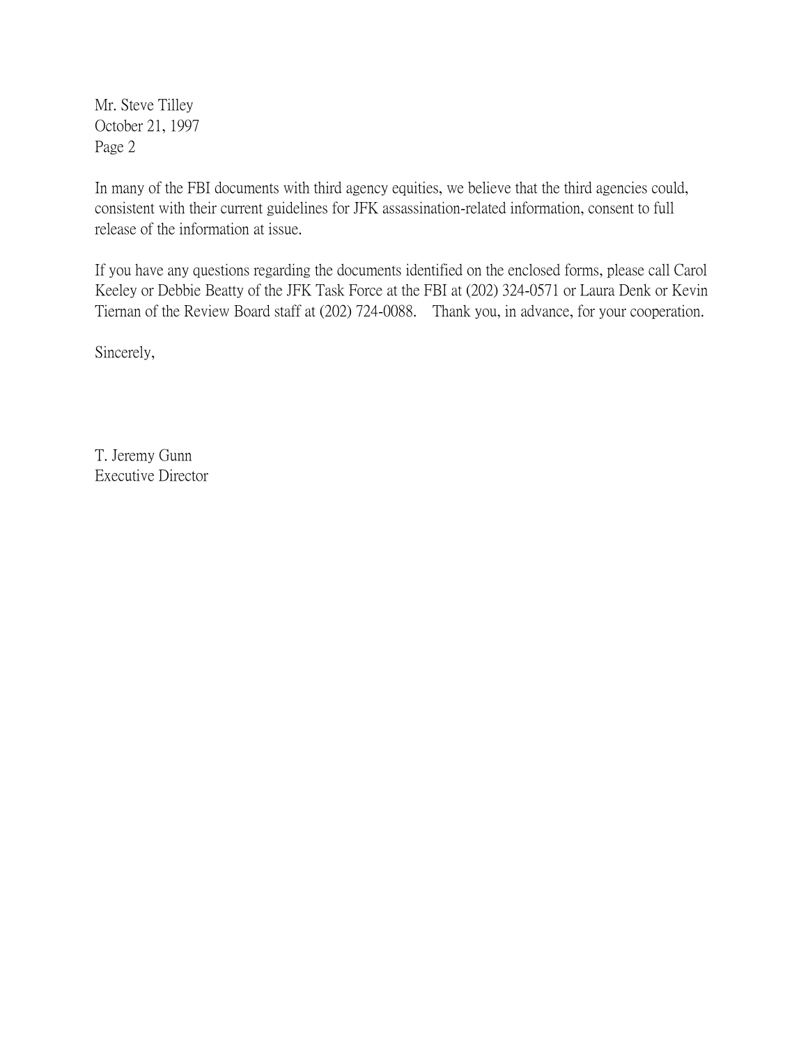Mr. Steve Tilley
October 21, 1997
Page 2

In many of the FBI documents with third agency equities, we believe that the third agencies could, consistent with their current guidelines for JFK assassination-related information, consent to full release of the information at issue.

If you have any questions regarding the documents identified on the enclosed forms, please call Carol Keeley or Debbie Beatty of the JFK Task Force at the FBI at (202) 324-0571 or Laura Denk or Kevin Tiernan of the Review Board staff at (202) 724-0088. Thank you, in advance, for your cooperation.

Sincerely,

T. Jeremy Gunn
Executive Director